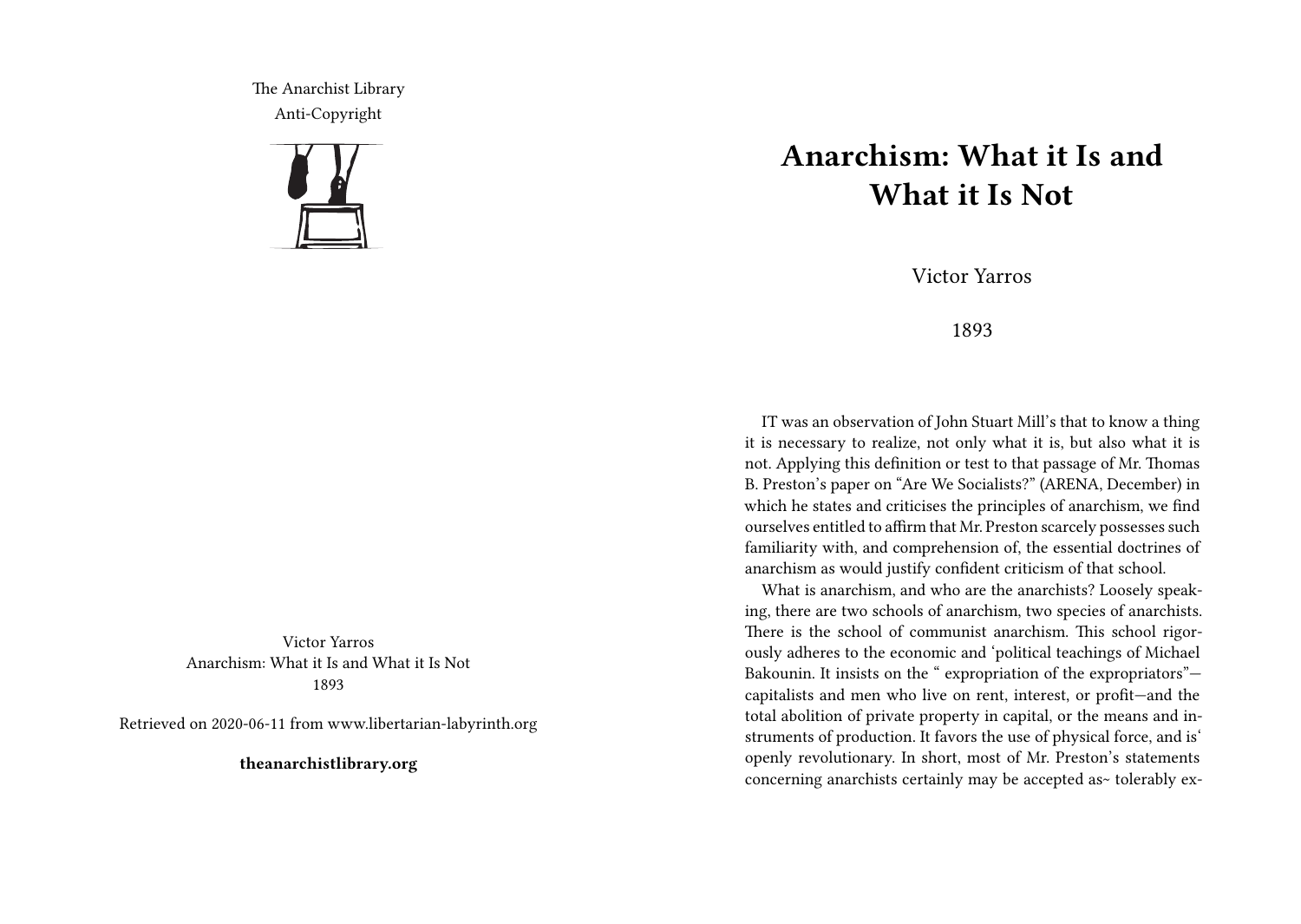The Anarchist Library
Anti-Copyright

Victor Yarros
Anarchism: What it Is and What it Is Not
1893

Retrieved on 2020-06-11 from www.libertarian-labyrinth.org

**theanarchistlibrary.org**

# Anarchism: What it Is and What it Is Not

Victor Yarros

1893

IT was an observation of John Stuart Mill's that to know a thing it is necessary to realize, not only what it is, but also what it is not. Applying this definition or test to that passage of Mr. Thomas B. Preston's paper on "Are We Socialists?" (ARENA, December) in which he states and criticises the principles of anarchism, we find ourselves entitled to affirm that Mr. Preston scarcely possesses such familiarity with, and comprehension of, the essential doctrines of anarchism as would justify confident criticism of that school.

What is anarchism, and who are the anarchists? Loosely speaking, there are two schools of anarchism, two species of anarchists. There is the school of communist anarchism. This school rigorously adheres to the economic and 'political teachings of Michael Bakounin. It insists on the " expropriation of the expropriators"—capitalists and men who live on rent, interest, or profit—and the total abolition of private property in capital, or the means and instruments of production. It favors the use of physical force, and is' openly revolutionary. In short, most of Mr. Preston's statements concerning anarchists certainly may be accepted as~ tolerably ex-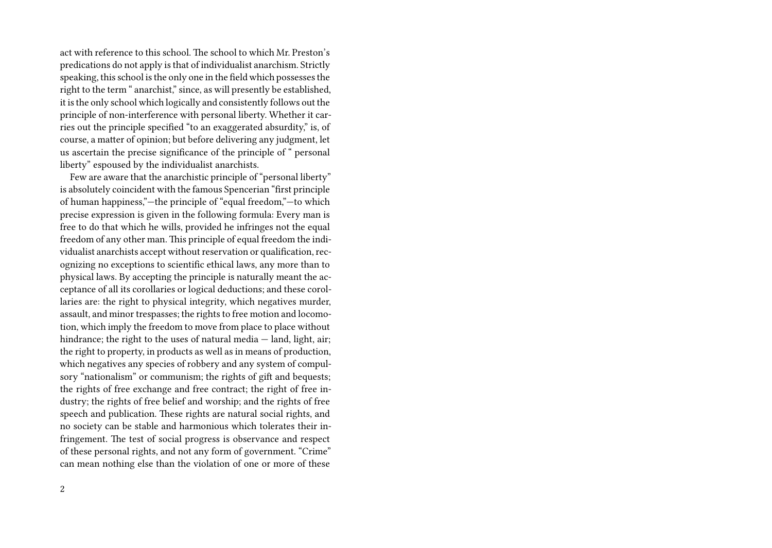act with reference to this school. The school to which Mr. Preston's predications do not apply is that of individualist anarchism. Strictly speaking, this school is the only one in the field which possesses the right to the term "anarchist," since, as will presently be established, it is the only school which logically and consistently follows out the principle of non-interference with personal liberty. Whether it carries out the principle specified "to an exaggerated absurdity," is, of course, a matter of opinion; but before delivering any judgment, let us ascertain the precise significance of the principle of "personal liberty" espoused by the individualist anarchists.

Few are aware that the anarchistic principle of "personal liberty" is absolutely coincident with the famous Spencerian "first principle of human happiness,"—the principle of "equal freedom,"—to which precise expression is given in the following formula: Every man is free to do that which he wills, provided he infringes not the equal freedom of any other man. This principle of equal freedom the individualist anarchists accept without reservation or qualification, recognizing no exceptions to scientific ethical laws, any more than to physical laws. By accepting the principle is naturally meant the acceptance of all its corollaries or logical deductions; and these corollaries are: the right to physical integrity, which negatives murder, assault, and minor trespasses; the rights to free motion and locomotion, which imply the freedom to move from place to place without hindrance; the right to the uses of natural media — land, light, air; the right to property, in products as well as in means of production, which negatives any species of robbery and any system of compulsory "nationalism" or communism; the rights of gift and bequests; the rights of free exchange and free contract; the right of free industry; the rights of free belief and worship; and the rights of free speech and publication. These rights are natural social rights, and no society can be stable and harmonious which tolerates their infringement. The test of social progress is observance and respect of these personal rights, and not any form of government. "Crime" can mean nothing else than the violation of one or more of these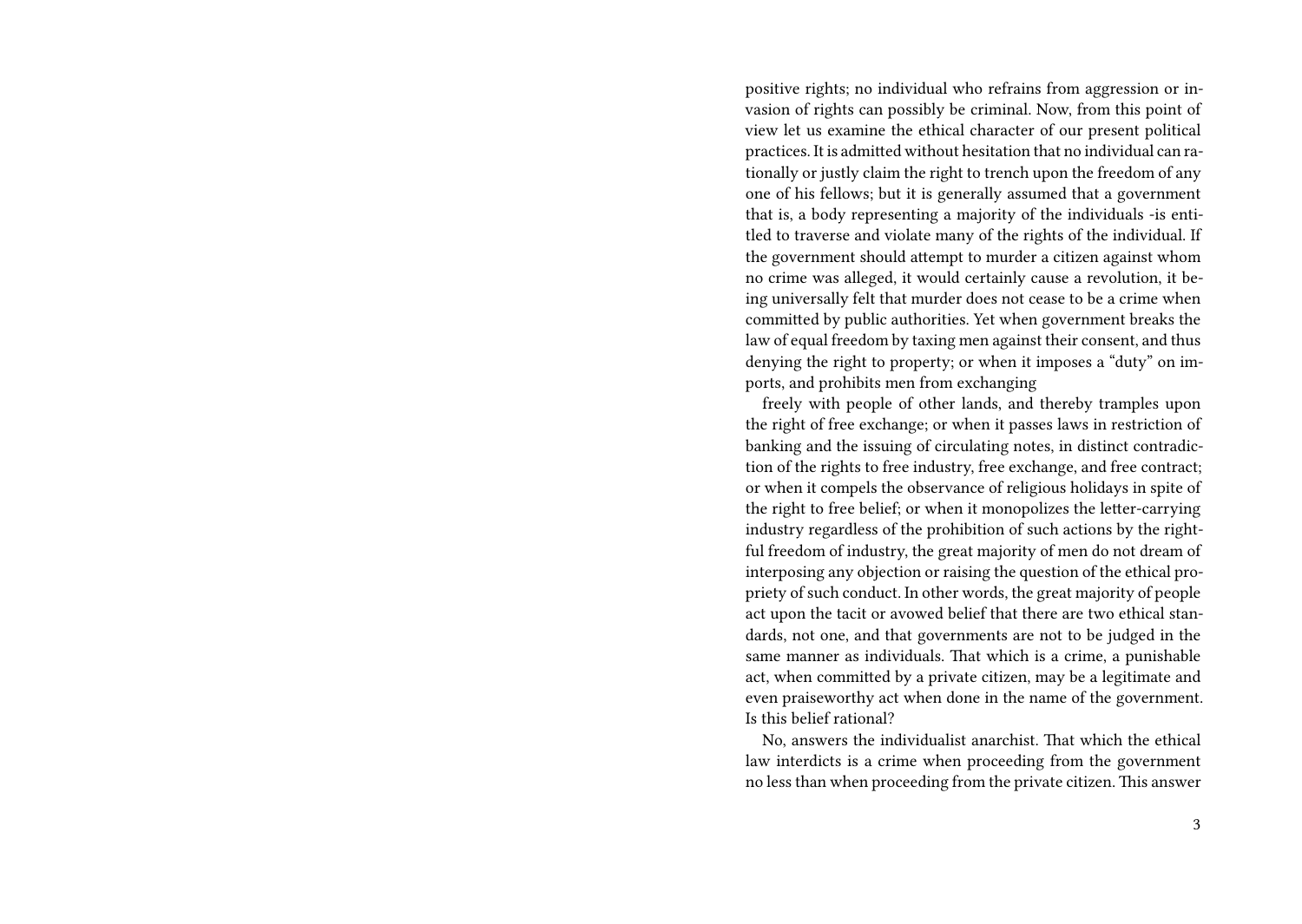positive rights; no individual who refrains from aggression or invasion of rights can possibly be criminal. Now, from this point of view let us examine the ethical character of our present political practices. It is admitted without hesitation that no individual can rationally or justly claim the right to trench upon the freedom of any one of his fellows; but it is generally assumed that a government that is, a body representing a majority of the individuals -is entitled to traverse and violate many of the rights of the individual. If the government should attempt to murder a citizen against whom no crime was alleged, it would certainly cause a revolution, it being universally felt that murder does not cease to be a crime when committed by public authorities. Yet when government breaks the law of equal freedom by taxing men against their consent, and thus denying the right to property; or when it imposes a "duty" on imports, and prohibits men from exchanging freely with people of other lands, and thereby tramples upon the right of free exchange; or when it passes laws in restriction of banking and the issuing of circulating notes, in distinct contradiction of the rights to free industry, free exchange, and free contract; or when it compels the observance of religious holidays in spite of the right to free belief; or when it monopolizes the letter-carrying industry regardless of the prohibition of such actions by the rightful freedom of industry, the great majority of men do not dream of interposing any objection or raising the question of the ethical propriety of such conduct. In other words, the great majority of people act upon the tacit or avowed belief that there are two ethical standards, not one, and that governments are not to be judged in the same manner as individuals. That which is a crime, a punishable act, when committed by a private citizen, may be a legitimate and even praiseworthy act when done in the name of the government. Is this belief rational?

No, answers the individualist anarchist. That which the ethical law interdicts is a crime when proceeding from the government no less than when proceeding from the private citizen. This answer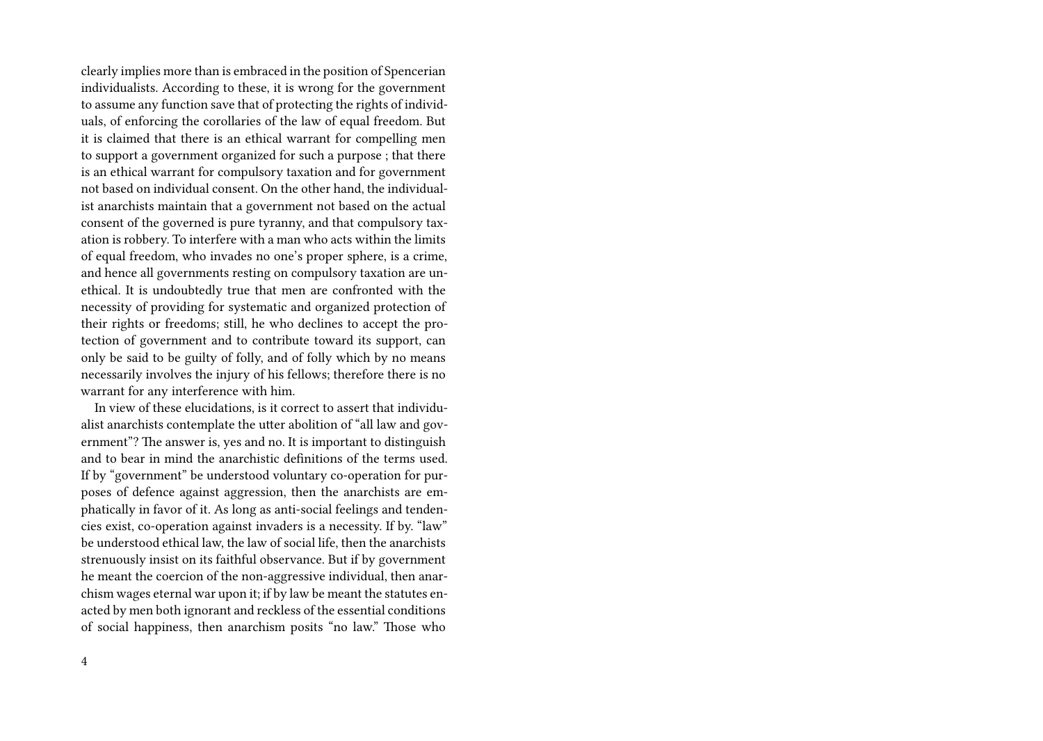clearly implies more than is embraced in the position of Spencerian individualists. According to these, it is wrong for the government to assume any function save that of protecting the rights of individuals, of enforcing the corollaries of the law of equal freedom. But it is claimed that there is an ethical warrant for compelling men to support a government organized for such a purpose ; that there is an ethical warrant for compulsory taxation and for government not based on individual consent. On the other hand, the individualist anarchists maintain that a government not based on the actual consent of the governed is pure tyranny, and that compulsory taxation is robbery. To interfere with a man who acts within the limits of equal freedom, who invades no one's proper sphere, is a crime, and hence all governments resting on compulsory taxation are unethical. It is undoubtedly true that men are confronted with the necessity of providing for systematic and organized protection of their rights or freedoms; still, he who declines to accept the protection of government and to contribute toward its support, can only be said to be guilty of folly, and of folly which by no means necessarily involves the injury of his fellows; therefore there is no warrant for any interference with him.

In view of these elucidations, is it correct to assert that individualist anarchists contemplate the utter abolition of "all law and government"? The answer is, yes and no. It is important to distinguish and to bear in mind the anarchistic definitions of the terms used. If by "government" be understood voluntary co-operation for purposes of defence against aggression, then the anarchists are emphatically in favor of it. As long as anti-social feelings and tendencies exist, co-operation against invaders is a necessity. If by. "law" be understood ethical law, the law of social life, then the anarchists strenuously insist on its faithful observance. But if by government he meant the coercion of the non-aggressive individual, then anarchism wages eternal war upon it; if by law be meant the statutes enacted by men both ignorant and reckless of the essential conditions of social happiness, then anarchism posits "no law." Those who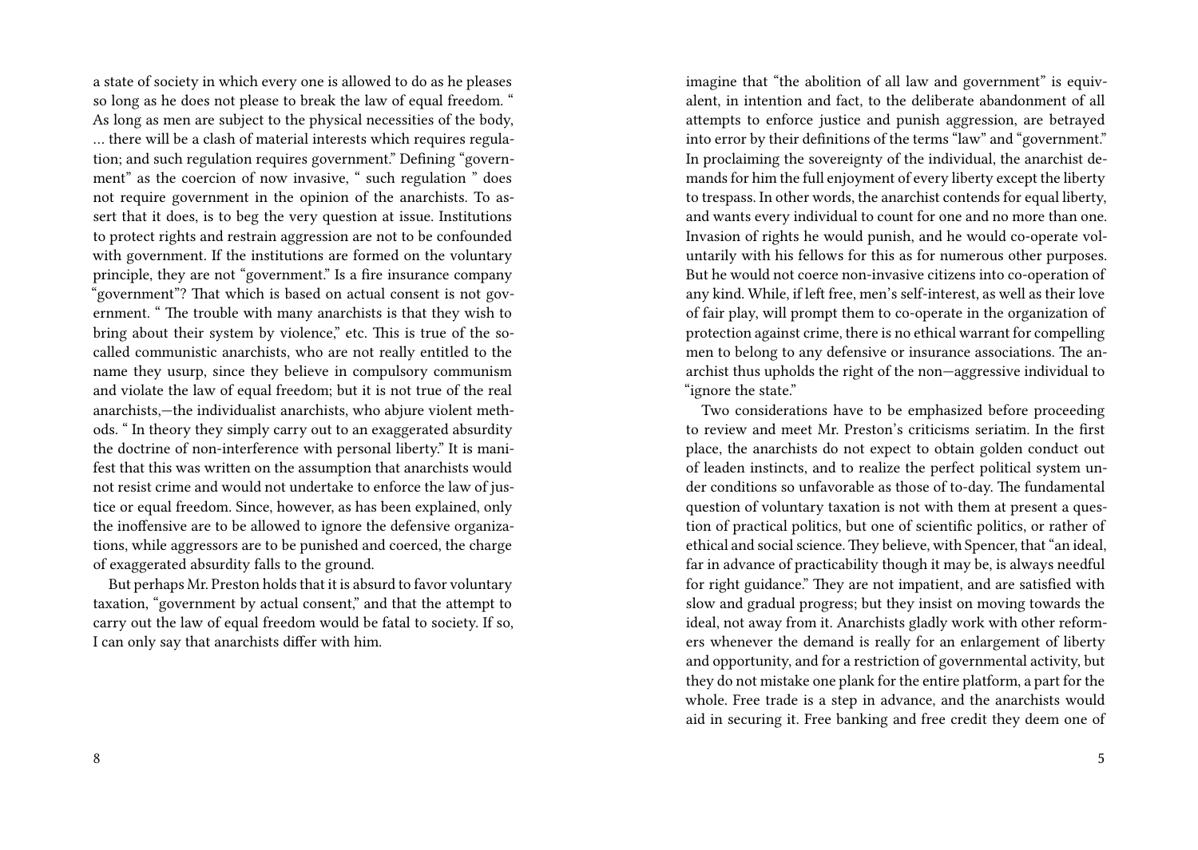a state of society in which every one is allowed to do as he pleases so long as he does not please to break the law of equal freedom. " As long as men are subject to the physical necessities of the body, … there will be a clash of material interests which requires regulation; and such regulation requires government." Defining "government" as the coercion of now invasive, " such regulation " does not require government in the opinion of the anarchists. To assert that it does, is to beg the very question at issue. Institutions to protect rights and restrain aggression are not to be confounded with government. If the institutions are formed on the voluntary principle, they are not "government." Is a fire insurance company "government"? That which is based on actual consent is not government. " The trouble with many anarchists is that they wish to bring about their system by violence," etc. This is true of the so-called communistic anarchists, who are not really entitled to the name they usurp, since they believe in compulsory communism and violate the law of equal freedom; but it is not true of the real anarchists,—the individualist anarchists, who abjure violent methods. " In theory they simply carry out to an exaggerated absurdity the doctrine of non-interference with personal liberty." It is manifest that this was written on the assumption that anarchists would not resist crime and would not undertake to enforce the law of justice or equal freedom. Since, however, as has been explained, only the inoffensive are to be allowed to ignore the defensive organizations, while aggressors are to be punished and coerced, the charge of exaggerated absurdity falls to the ground.

But perhaps Mr. Preston holds that it is absurd to favor voluntary taxation, "government by actual consent," and that the attempt to carry out the law of equal freedom would be fatal to society. If so, I can only say that anarchists differ with him.

imagine that "the abolition of all law and government" is equivalent, in intention and fact, to the deliberate abandonment of all attempts to enforce justice and punish aggression, are betrayed into error by their definitions of the terms "law" and "government." In proclaiming the sovereignty of the individual, the anarchist demands for him the full enjoyment of every liberty except the liberty to trespass. In other words, the anarchist contends for equal liberty, and wants every individual to count for one and no more than one. Invasion of rights he would punish, and he would co-operate voluntarily with his fellows for this as for numerous other purposes. But he would not coerce non-invasive citizens into co-operation of any kind. While, if left free, men's self-interest, as well as their love of fair play, will prompt them to co-operate in the organization of protection against crime, there is no ethical warrant for compelling men to belong to any defensive or insurance associations. The anarchist thus upholds the right of the non—aggressive individual to "ignore the state."

Two considerations have to be emphasized before proceeding to review and meet Mr. Preston's criticisms seriatim. In the first place, the anarchists do not expect to obtain golden conduct out of leaden instincts, and to realize the perfect political system under conditions so unfavorable as those of to-day. The fundamental question of voluntary taxation is not with them at present a question of practical politics, but one of scientific politics, or rather of ethical and social science. They believe, with Spencer, that "an ideal, far in advance of practicability though it may be, is always needful for right guidance." They are not impatient, and are satisfied with slow and gradual progress; but they insist on moving towards the ideal, not away from it. Anarchists gladly work with other reformers whenever the demand is really for an enlargement of liberty and opportunity, and for a restriction of governmental activity, but they do not mistake one plank for the entire platform, a part for the whole. Free trade is a step in advance, and the anarchists would aid in securing it. Free banking and free credit they deem one of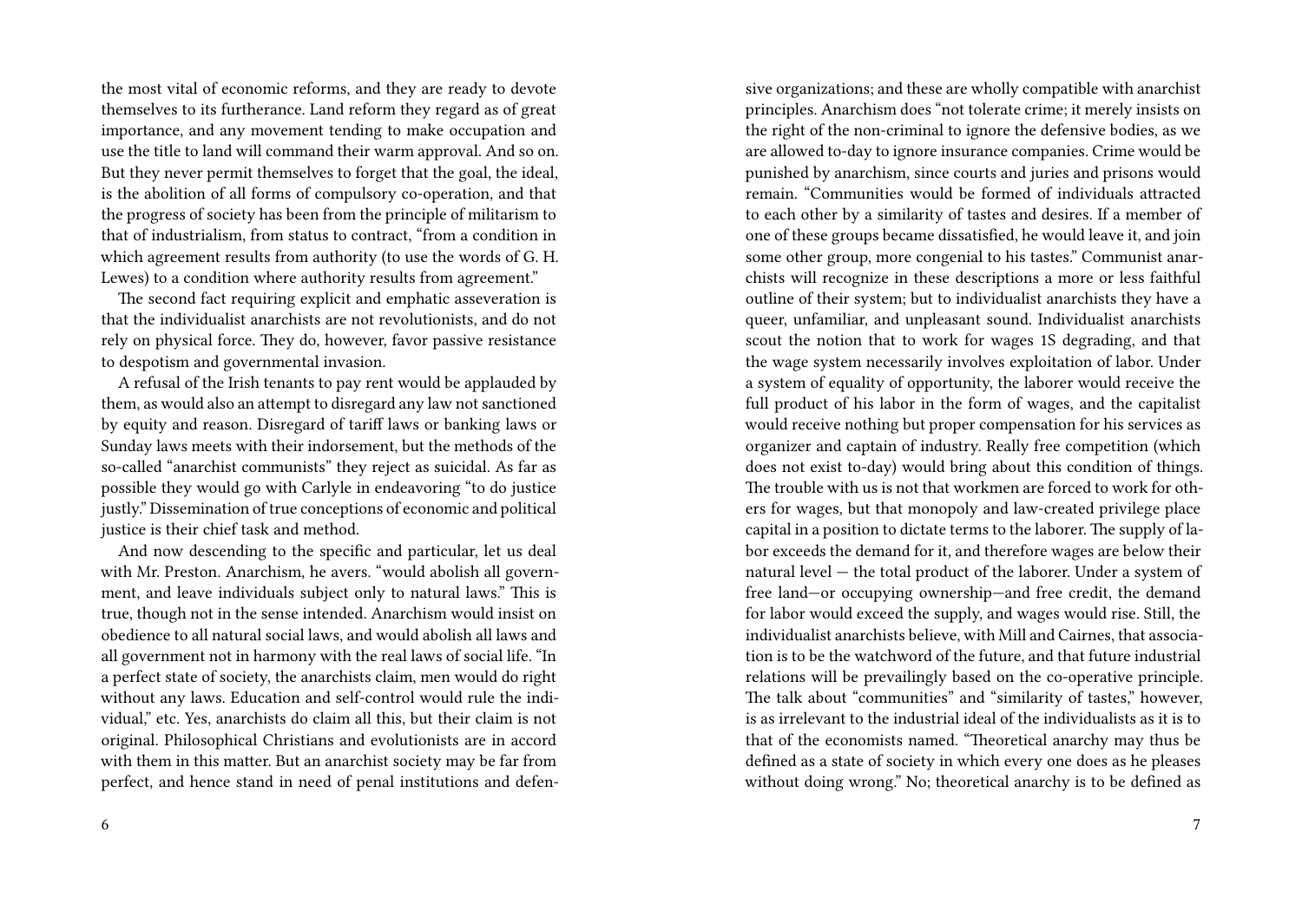the most vital of economic reforms, and they are ready to devote themselves to its furtherance. Land reform they regard as of great importance, and any movement tending to make occupation and use the title to land will command their warm approval. And so on. But they never permit themselves to forget that the goal, the ideal, is the abolition of all forms of compulsory co-operation, and that the progress of society has been from the principle of militarism to that of industrialism, from status to contract, "from a condition in which agreement results from authority (to use the words of G. H. Lewes) to a condition where authority results from agreement."

The second fact requiring explicit and emphatic asseveration is that the individualist anarchists are not revolutionists, and do not rely on physical force. They do, however, favor passive resistance to despotism and governmental invasion.

A refusal of the Irish tenants to pay rent would be applauded by them, as would also an attempt to disregard any law not sanctioned by equity and reason. Disregard of tariff laws or banking laws or Sunday laws meets with their indorsement, but the methods of the so-called "anarchist communists" they reject as suicidal. As far as possible they would go with Carlyle in endeavoring "to do justice justly." Dissemination of true conceptions of economic and political justice is their chief task and method.

And now descending to the specific and particular, let us deal with Mr. Preston. Anarchism, he avers. "would abolish all government, and leave individuals subject only to natural laws." This is true, though not in the sense intended. Anarchism would insist on obedience to all natural social laws, and would abolish all laws and all government not in harmony with the real laws of social life. "In a perfect state of society, the anarchists claim, men would do right without any laws. Education and self-control would rule the individual," etc. Yes, anarchists do claim all this, but their claim is not original. Philosophical Christians and evolutionists are in accord with them in this matter. But an anarchist society may be far from perfect, and hence stand in need of penal institutions and defensive organizations; and these are wholly compatible with anarchist principles. Anarchism does "not tolerate crime; it merely insists on the right of the non-criminal to ignore the defensive bodies, as we are allowed to-day to ignore insurance companies. Crime would be punished by anarchism, since courts and juries and prisons would remain. "Communities would be formed of individuals attracted to each other by a similarity of tastes and desires. If a member of one of these groups became dissatisfied, he would leave it, and join some other group, more congenial to his tastes." Communist anarchists will recognize in these descriptions a more or less faithful outline of their system; but to individualist anarchists they have a queer, unfamiliar, and unpleasant sound. Individualist anarchists scout the notion that to work for wages 1S degrading, and that the wage system necessarily involves exploitation of labor. Under a system of equality of opportunity, the laborer would receive the full product of his labor in the form of wages, and the capitalist would receive nothing but proper compensation for his services as organizer and captain of industry. Really free competition (which does not exist to-day) would bring about this condition of things. The trouble with us is not that workmen are forced to work for others for wages, but that monopoly and law-created privilege place capital in a position to dictate terms to the laborer. The supply of labor exceeds the demand for it, and therefore wages are below their natural level — the total product of the laborer. Under a system of free land—or occupying ownership—and free credit, the demand for labor would exceed the supply, and wages would rise. Still, the individualist anarchists believe, with Mill and Cairnes, that association is to be the watchword of the future, and that future industrial relations will be prevailingly based on the co-operative principle. The talk about "communities" and "similarity of tastes," however, is as irrelevant to the industrial ideal of the individualists as it is to that of the economists named. "Theoretical anarchy may thus be defined as a state of society in which every one does as he pleases without doing wrong." No; theoretical anarchy is to be defined as